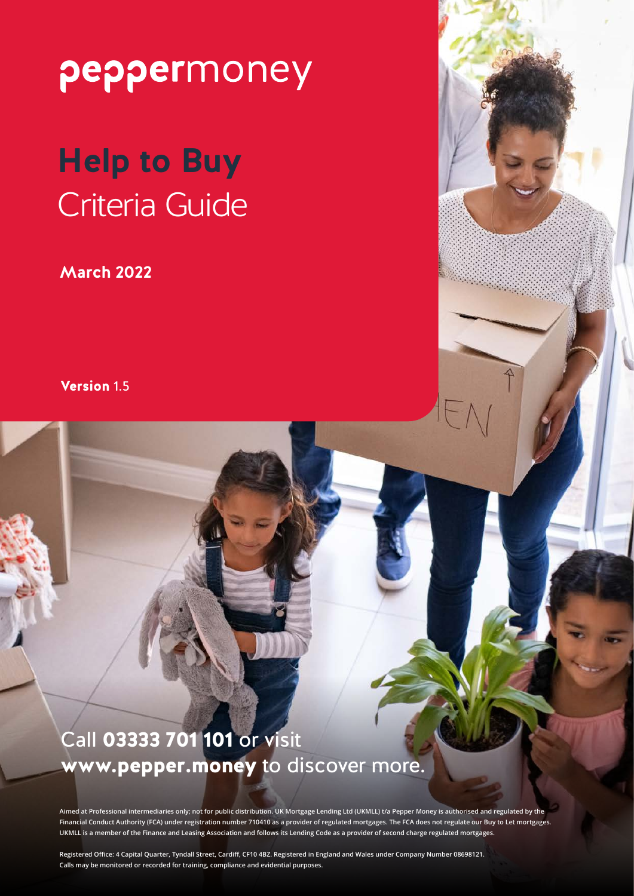peppermoney

# Help to Buy Criteria Guide

**March 2022**

**Version** 1.5

Call **03333 701 101** or visit **www.pepper.money** to discover more.

Aimed at Professional intermediaries only; not for public distribution. UK Mortgage Lending Ltd (UKMLL) t/a Pepper Money is authorised and regulated by the Financial Conduct Authority (FCA) under registration number 710410 as a provider of regulated mortgages. The FCA does not regulate our Buy to Let mortgages. UKMLL is a member of the Finance and Leasing Association and follows its Lending Code as a provider of second charge regulated mortgages.

Registered Office: 4 Capital Quarter, Tyndall Street, Cardiff, CF10 4BZ. Registered in England and Wales under Company Number 08698121. Calls may be monitored or recorded for training, compliance and evidential purposes.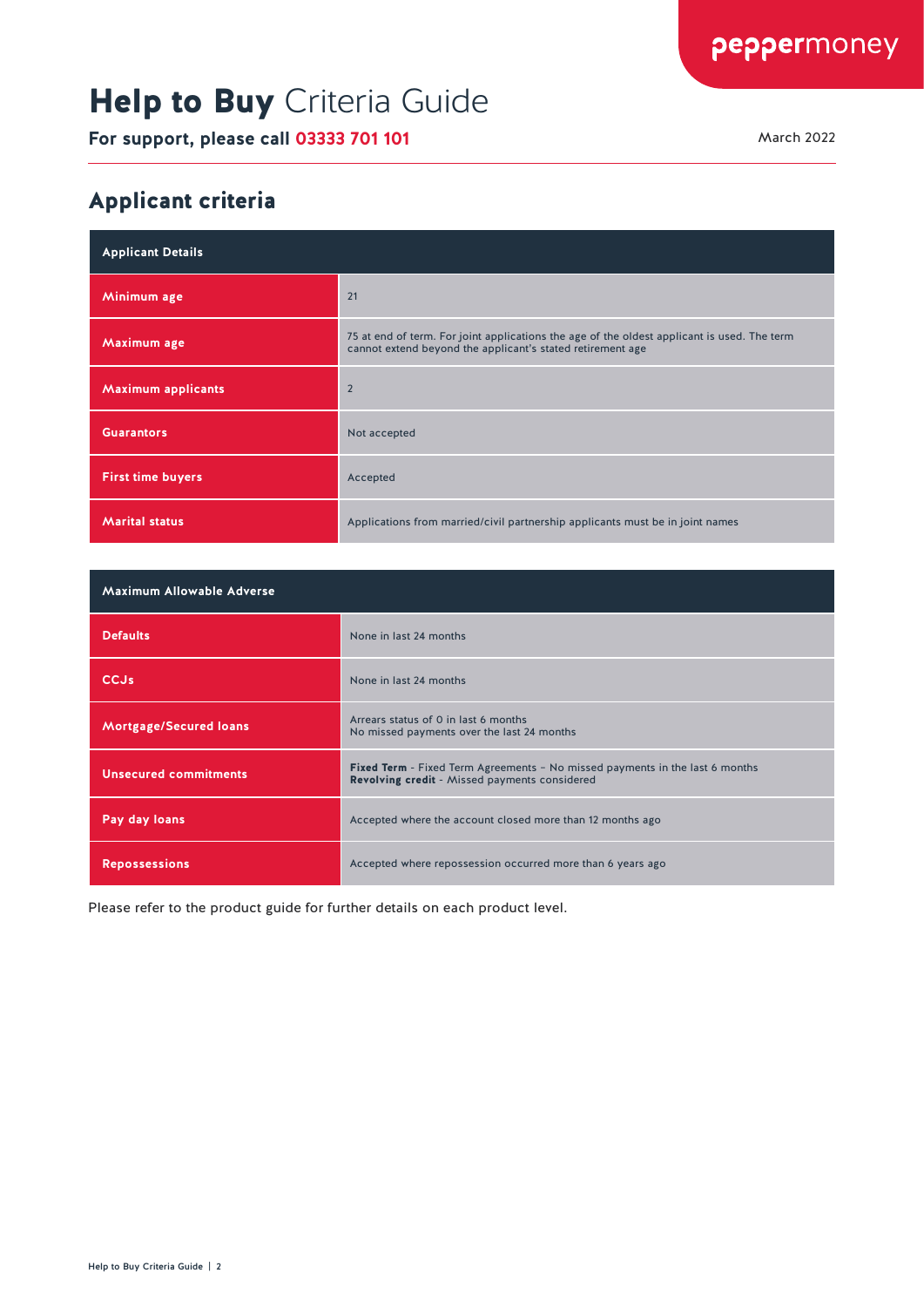# **Help to Buy** Criteria Guide

**For support, please call 03333 701 101**

March 2022

## Applicant criteria

| Applicant Details | |
|---|---|
| **Minimum age** | 21 |
| **Maximum age** | 75 at end of term. For joint applications the age of the oldest applicant is used. The term cannot extend beyond the applicant's stated retirement age |
| **Maximum applicants** | 2 |
| **Guarantors** | Not accepted |
| **First time buyers** | Accepted |
| **Marital status** | Applications from married/civil partnership applicants must be in joint names |

| Maximum Allowable Adverse | |
|---|---|
| **Defaults** | None in last 24 months |
| **CCJs** | None in last 24 months |
| **Mortgage/Secured loans** | Arrears status of 0 in last 6 months<br>No missed payments over the last 24 months |
| **Unsecured commitments** | **Fixed Term** - Fixed Term Agreements – No missed payments in the last 6 months<br>**Revolving credit** - Missed payments considered |
| **Pay day loans** | Accepted where the account closed more than 12 months ago |
| **Repossessions** | Accepted where repossession occurred more than 6 years ago |

Please refer to the product guide for further details on each product level.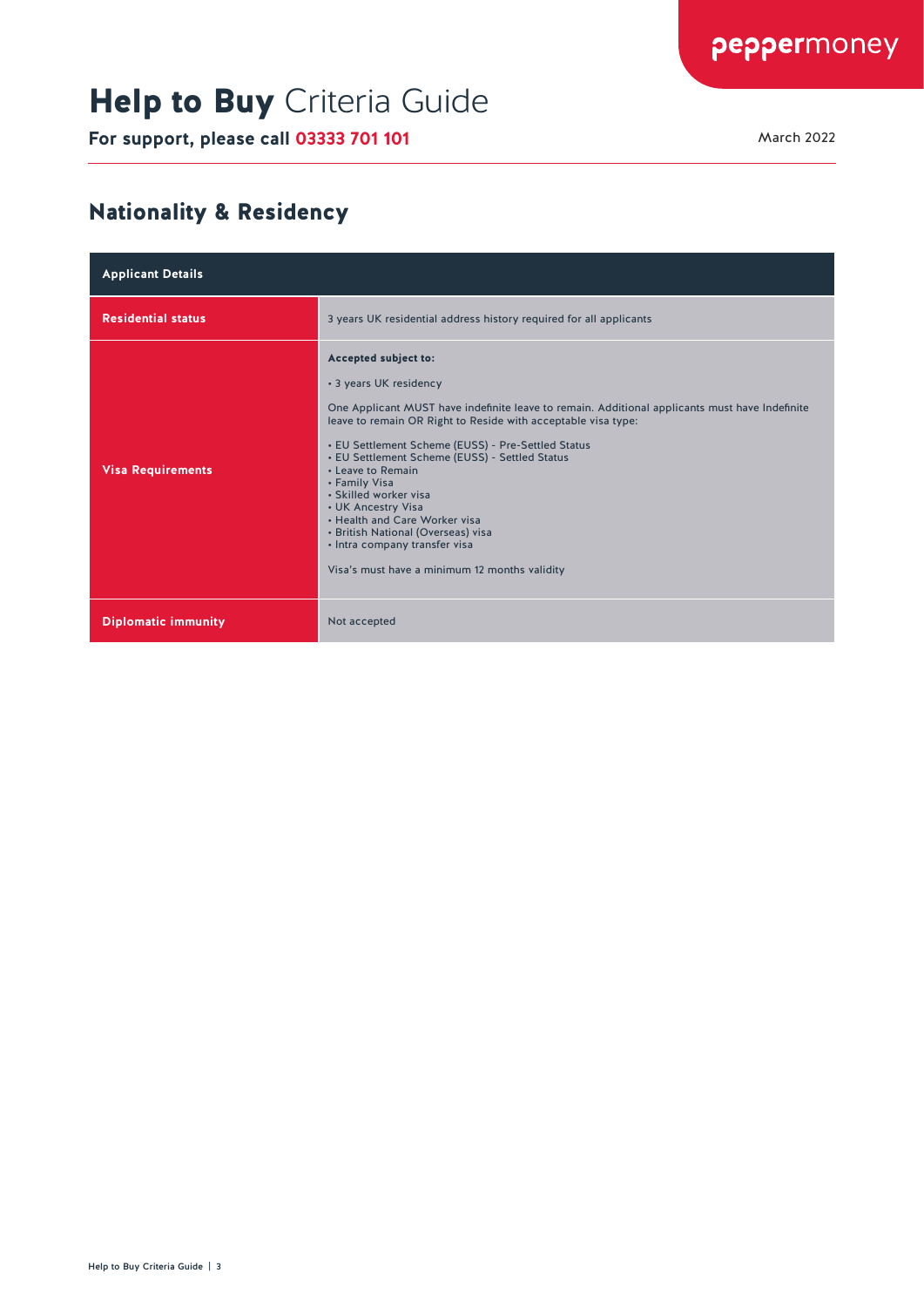# **Help to Buy** Criteria Guide

**For support, please call 03333 701 101**

March 2022

## Nationality & Residency

| Applicant Details | |
|---|---|
| **Residential status** | 3 years UK residential address history required for all applicants |
| **Visa Requirements** | **Accepted subject to:**<br><br>• 3 years UK residency<br><br>One Applicant MUST have indefinite leave to remain. Additional applicants must have Indefinite leave to remain OR Right to Reside with acceptable visa type:<br><br>• EU Settlement Scheme (EUSS) - Pre-Settled Status<br>• EU Settlement Scheme (EUSS) - Settled Status<br>• Leave to Remain<br>• Family Visa<br>• Skilled worker visa<br>• UK Ancestry Visa<br>• Health and Care Worker visa<br>• British National (Overseas) visa<br>• Intra company transfer visa<br><br>Visa's must have a minimum 12 months validity |
| **Diplomatic immunity** | Not accepted |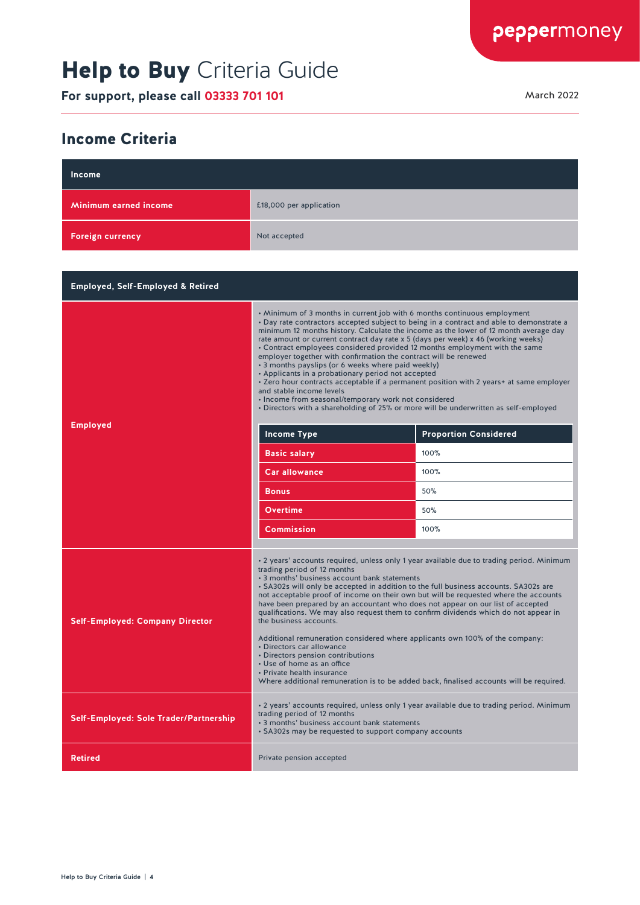# **Help to Buy** Criteria Guide

**For support, please call 03333 701 101**

March 2022

## Income Criteria

| Income | |
|---|---|
| **Minimum earned income** | £18,000 per application |
| **Foreign currency** | Not accepted |

### Employed, Self-Employed & Retired

**Employed**

- Minimum of 3 months in current job with 6 months continuous employment
- Day rate contractors accepted subject to being in a contract and able to demonstrate a minimum 12 months history. Calculate the income as the lower of 12 month average day rate amount or current contract day rate x 5 (days per week) x 46 (working weeks)
- Contract employees considered provided 12 months employment with the same employer together with confirmation the contract will be renewed
- 3 months payslips (or 6 weeks where paid weekly)
- Applicants in a probationary period not accepted
- Zero hour contracts acceptable if a permanent position with 2 years+ at same employer and stable income levels
- Income from seasonal/temporary work not considered
- Directors with a shareholding of 25% or more will be underwritten as self-employed

| Income Type | Proportion Considered |
|---|---|
| Basic salary | 100% |
| Car allowance | 100% |
| Bonus | 50% |
| Overtime | 50% |
| Commission | 100% |

**Self-Employed: Company Director**

- 2 years' accounts required, unless only 1 year available due to trading period. Minimum trading period of 12 months
- 3 months' business account bank statements
- SA302s will only be accepted in addition to the full business accounts. SA302s are not acceptable proof of income on their own but will be requested where the accounts have been prepared by an accountant who does not appear on our list of accepted qualifications. We may also request them to confirm dividends which do not appear in the business accounts.

Additional remuneration considered where applicants own 100% of the company:
- Directors car allowance
- Directors pension contributions
- Use of home as an office
- Private health insurance

Where additional remuneration is to be added back, finalised accounts will be required.

**Self-Employed: Sole Trader/Partnership**

- 2 years' accounts required, unless only 1 year available due to trading period. Minimum trading period of 12 months
- 3 months' business account bank statements
- SA302s may be requested to support company accounts

**Retired**

Private pension accepted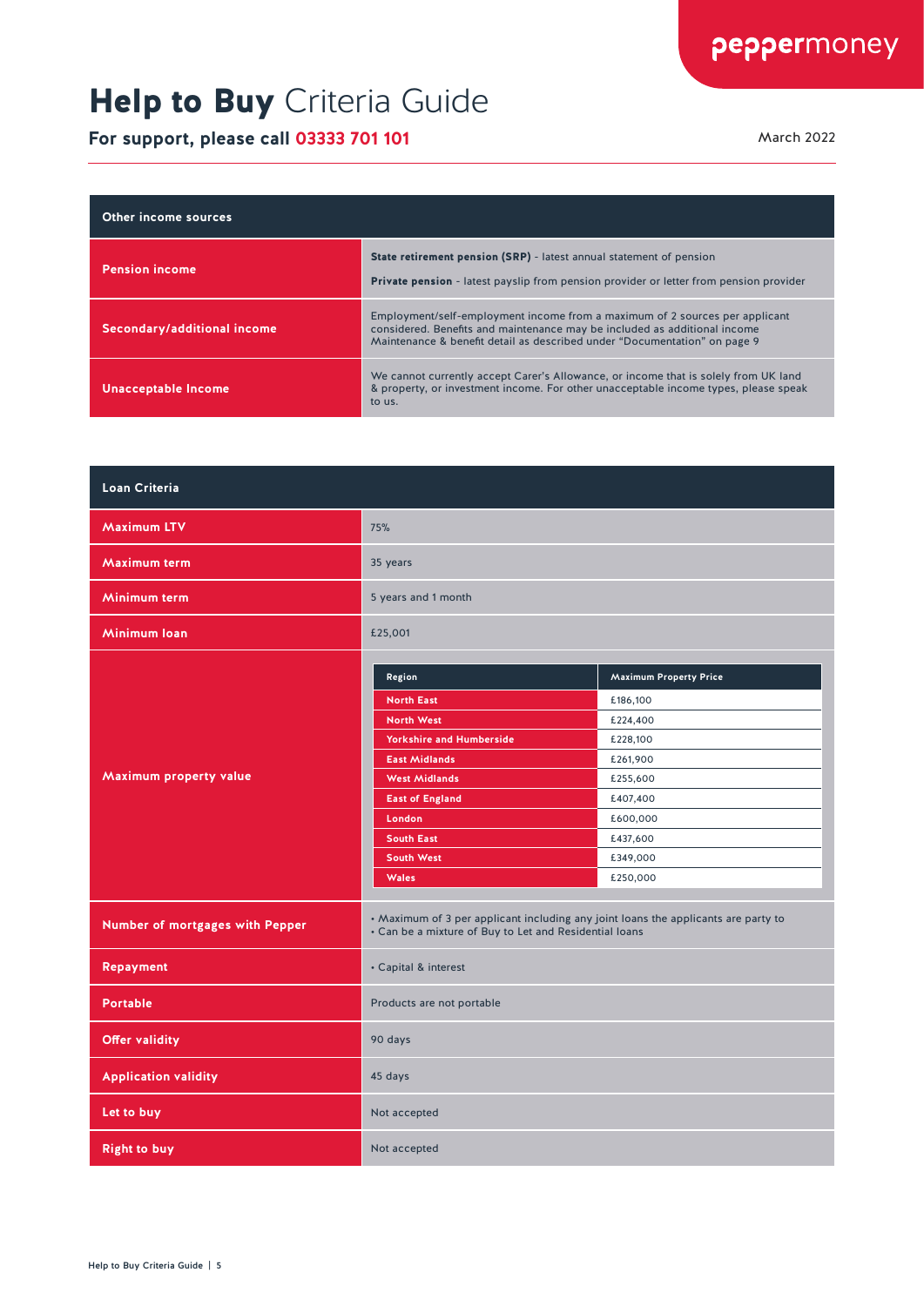# **Help to Buy** Criteria Guide

**For support, please call 03333 701 101**

March 2022

| Other income sources | |
|---|---|
| **Pension income** | **State retirement pension (SRP)** - latest annual statement of pension<br>**Private pension** - latest payslip from pension provider or letter from pension provider |
| **Secondary/additional income** | Employment/self-employment income from a maximum of 2 sources per applicant considered. Benefits and maintenance may be included as additional income Maintenance & benefit detail as described under "Documentation" on page 9 |
| **Unacceptable Income** | We cannot currently accept Carer's Allowance, or income that is solely from UK land & property, or investment income. For other unacceptable income types, please speak to us. |

| Loan Criteria | |
|---|---|
| **Maximum LTV** | 75% |
| **Maximum term** | 35 years |
| **Minimum term** | 5 years and 1 month |
| **Minimum loan** | £25,001 |
| **Maximum property value** | See table below |
| **Number of mortgages with Pepper** | • Maximum of 3 per applicant including any joint loans the applicants are party to<br>• Can be a mixture of Buy to Let and Residential loans |
| **Repayment** | • Capital & interest |
| **Portable** | Products are not portable |
| **Offer validity** | 90 days |
| **Application validity** | 45 days |
| **Let to buy** | Not accepted |
| **Right to buy** | Not accepted |

**Maximum property value**

| Region | Maximum Property Price |
|---|---|
| North East | £186,100 |
| North West | £224,400 |
| Yorkshire and Humberside | £228,100 |
| East Midlands | £261,900 |
| West Midlands | £255,600 |
| East of England | £407,400 |
| London | £600,000 |
| South East | £437,600 |
| South West | £349,000 |
| Wales | £250,000 |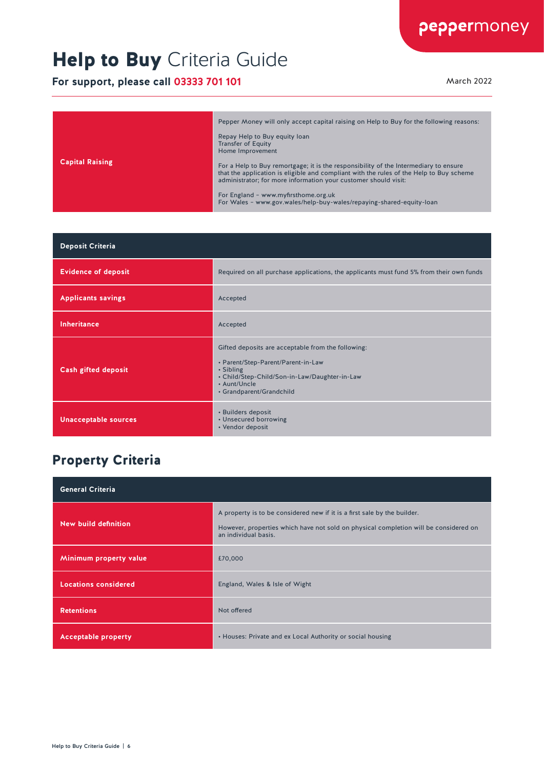# **Help to Buy** Criteria Guide

**For support, please call 03333 701 101**

March 2022

| **Capital Raising** | Pepper Money will only accept capital raising on Help to Buy for the following reasons:<br><br>Repay Help to Buy equity loan<br>Transfer of Equity<br>Home Improvement<br><br>For a Help to Buy remortgage; it is the responsibility of the Intermediary to ensure that the application is eligible and compliant with the rules of the Help to Buy scheme administrator; for more information your customer should visit:<br><br>For England – www.myfirsthome.org.uk<br>For Wales – www.gov.wales/help-buy-wales/repaying-shared-equity-loan |
|---|---|

| **Deposit Criteria** | |
|---|---|
| **Evidence of deposit** | Required on all purchase applications, the applicants must fund 5% from their own funds |
| **Applicants savings** | Accepted |
| **Inheritance** | Accepted |
| **Cash gifted deposit** | Gifted deposits are acceptable from the following:<br><br>• Parent/Step-Parent/Parent-in-Law<br>• Sibling<br>• Child/Step-Child/Son-in-Law/Daughter-in-Law<br>• Aunt/Uncle<br>• Grandparent/Grandchild |
| **Unacceptable sources** | • Builders deposit<br>• Unsecured borrowing<br>• Vendor deposit |

## Property Criteria

| **General Criteria** | |
|---|---|
| **New build definition** | A property is to be considered new if it is a first sale by the builder.<br><br>However, properties which have not sold on physical completion will be considered on an individual basis. |
| **Minimum property value** | £70,000 |
| **Locations considered** | England, Wales & Isle of Wight |
| **Retentions** | Not offered |
| **Acceptable property** | • Houses: Private and ex Local Authority or social housing |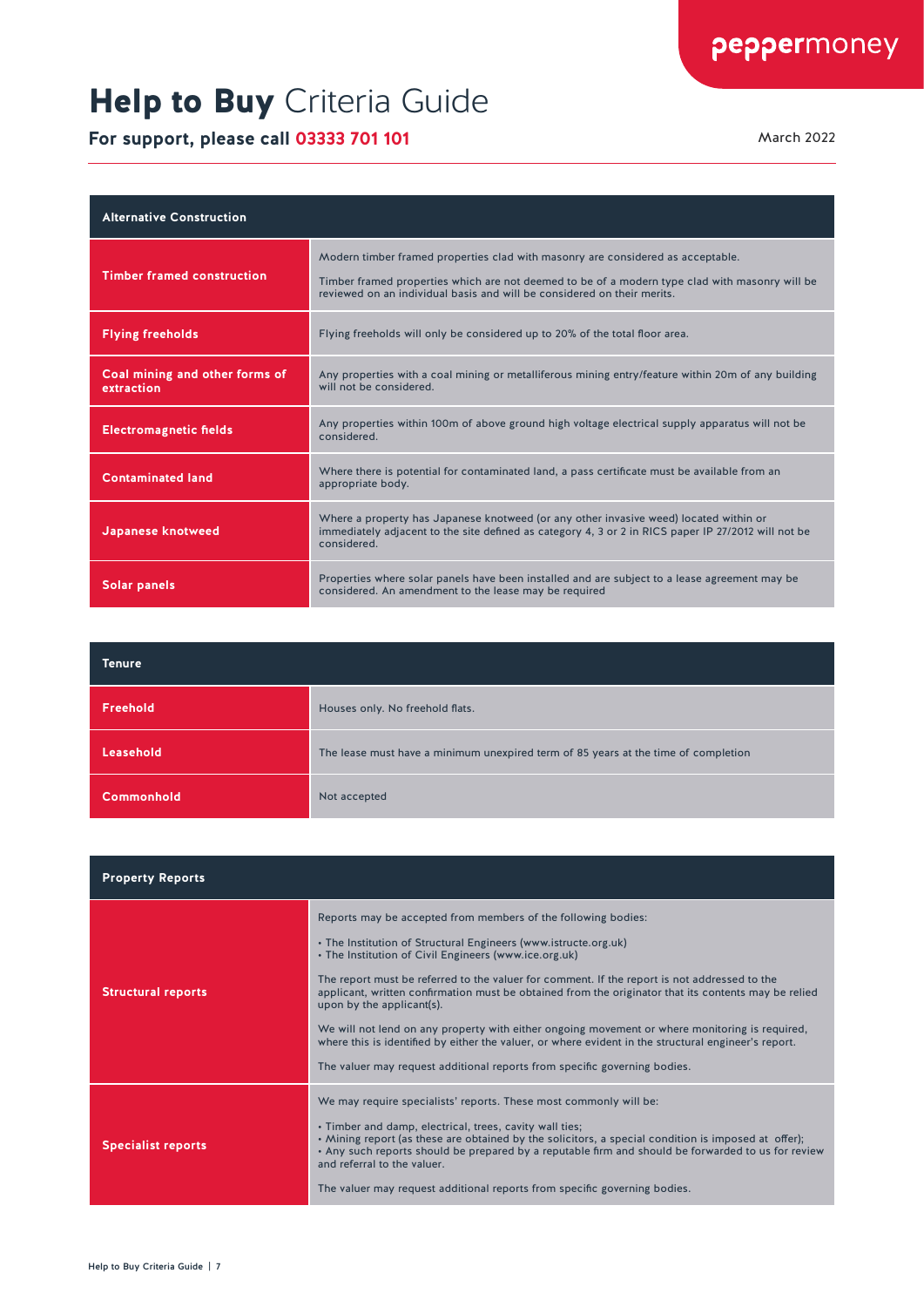# **Help to Buy** Criteria Guide

**For support, please call 03333 701 101**

March 2022

| Alternative Construction | |
|---|---|
| **Timber framed construction** | Modern timber framed properties clad with masonry are considered as acceptable.<br><br>Timber framed properties which are not deemed to be of a modern type clad with masonry will be reviewed on an individual basis and will be considered on their merits. |
| **Flying freeholds** | Flying freeholds will only be considered up to 20% of the total floor area. |
| **Coal mining and other forms of extraction** | Any properties with a coal mining or metalliferous mining entry/feature within 20m of any building will not be considered. |
| **Electromagnetic fields** | Any properties within 100m of above ground high voltage electrical supply apparatus will not be considered. |
| **Contaminated land** | Where there is potential for contaminated land, a pass certificate must be available from an appropriate body. |
| **Japanese knotweed** | Where a property has Japanese knotweed (or any other invasive weed) located within or immediately adjacent to the site defined as category 4, 3 or 2 in RICS paper IP 27/2012 will not be considered. |
| **Solar panels** | Properties where solar panels have been installed and are subject to a lease agreement may be considered. An amendment to the lease may be required |

| Tenure | |
|---|---|
| **Freehold** | Houses only. No freehold flats. |
| **Leasehold** | The lease must have a minimum unexpired term of 85 years at the time of completion |
| **Commonhold** | Not accepted |

| Property Reports | |
|---|---|
| **Structural reports** | Reports may be accepted from members of the following bodies:<br><br>• The Institution of Structural Engineers (www.istructe.org.uk)<br>• The Institution of Civil Engineers (www.ice.org.uk)<br><br>The report must be referred to the valuer for comment. If the report is not addressed to the applicant, written confirmation must be obtained from the originator that its contents may be relied upon by the applicant(s).<br><br>We will not lend on any property with either ongoing movement or where monitoring is required, where this is identified by either the valuer, or where evident in the structural engineer's report.<br><br>The valuer may request additional reports from specific governing bodies. |
| **Specialist reports** | We may require specialists' reports. These most commonly will be:<br><br>• Timber and damp, electrical, trees, cavity wall ties;<br>• Mining report (as these are obtained by the solicitors, a special condition is imposed at offer);<br>• Any such reports should be prepared by a reputable firm and should be forwarded to us for review and referral to the valuer.<br><br>The valuer may request additional reports from specific governing bodies. |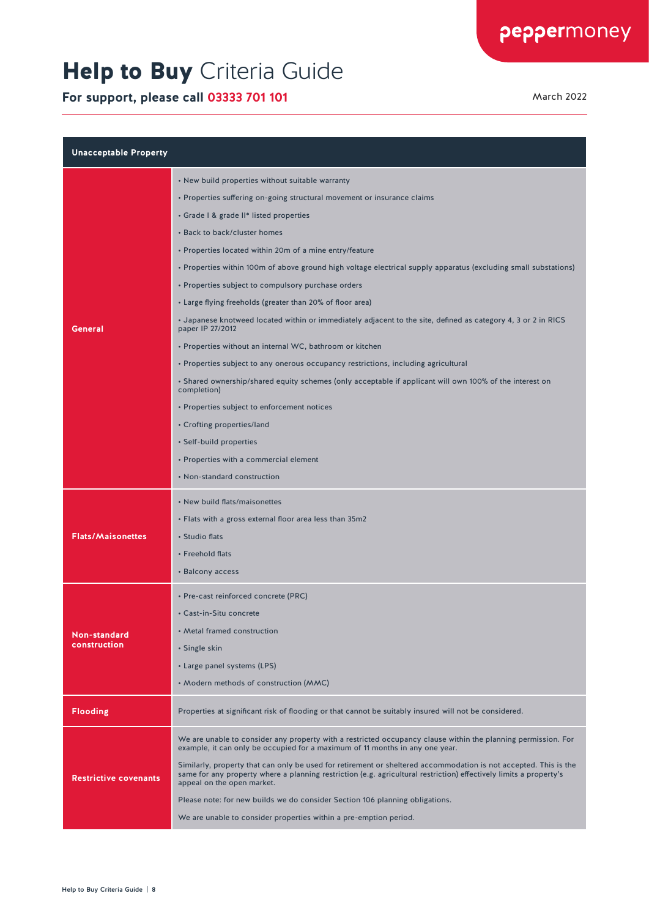# **Help to Buy** Criteria Guide

**For support, please call 03333 701 101**

March 2022

| Unacceptable Property | |
|---|---|
| **General** | • New build properties without suitable warranty<br>• Properties suffering on-going structural movement or insurance claims<br>• Grade I & grade II* listed properties<br>• Back to back/cluster homes<br>• Properties located within 20m of a mine entry/feature<br>• Properties within 100m of above ground high voltage electrical supply apparatus (excluding small substations)<br>• Properties subject to compulsory purchase orders<br>• Large flying freeholds (greater than 20% of floor area)<br>• Japanese knotweed located within or immediately adjacent to the site, defined as category 4, 3 or 2 in RICS paper IP 27/2012<br>• Properties without an internal WC, bathroom or kitchen<br>• Properties subject to any onerous occupancy restrictions, including agricultural<br>• Shared ownership/shared equity schemes (only acceptable if applicant will own 100% of the interest on completion)<br>• Properties subject to enforcement notices<br>• Crofting properties/land<br>• Self-build properties<br>• Properties with a commercial element<br>• Non-standard construction |
| **Flats/Maisonettes** | • New build flats/maisonettes<br>• Flats with a gross external floor area less than 35m2<br>• Studio flats<br>• Freehold flats<br>• Balcony access |
| **Non-standard construction** | • Pre-cast reinforced concrete (PRC)<br>• Cast-in-Situ concrete<br>• Metal framed construction<br>• Single skin<br>• Large panel systems (LPS)<br>• Modern methods of construction (MMC) |
| **Flooding** | Properties at significant risk of flooding or that cannot be suitably insured will not be considered. |
| **Restrictive covenants** | We are unable to consider any property with a restricted occupancy clause within the planning permission. For example, it can only be occupied for a maximum of 11 months in any one year.<br><br>Similarly, property that can only be used for retirement or sheltered accommodation is not accepted. This is the same for any property where a planning restriction (e.g. agricultural restriction) effectively limits a property's appeal on the open market.<br><br>Please note: for new builds we do consider Section 106 planning obligations.<br><br>We are unable to consider properties within a pre-emption period. |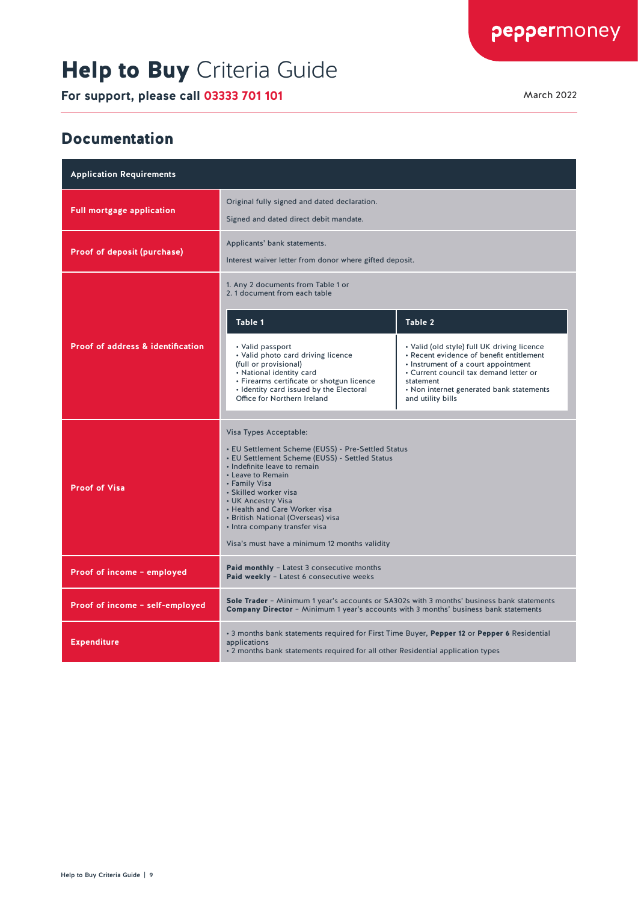# **Help to Buy** Criteria Guide

**For support, please call 03333 701 101**

March 2022

## Documentation

| Application Requirements | |
|---|---|
| **Full mortgage application** | Original fully signed and dated declaration.<br><br>Signed and dated direct debit mandate. |
| **Proof of deposit (purchase)** | Applicants' bank statements.<br><br>Interest waiver letter from donor where gifted deposit. |
| **Proof of address & identification** | 1. Any 2 documents from Table 1 or<br>2. 1 document from each table<br><br>**Table 1**<br>• Valid passport<br>• Valid photo card driving licence (full or provisional)<br>• National identity card<br>• Firearms certificate or shotgun licence<br>• Identity card issued by the Electoral Office for Northern Ireland<br><br>**Table 2**<br>• Valid (old style) full UK driving licence<br>• Recent evidence of benefit entitlement<br>• Instrument of a court appointment<br>• Current council tax demand letter or statement<br>• Non internet generated bank statements and utility bills |
| **Proof of Visa** | Visa Types Acceptable:<br><br>• EU Settlement Scheme (EUSS) - Pre-Settled Status<br>• EU Settlement Scheme (EUSS) - Settled Status<br>• Indefinite leave to remain<br>• Leave to Remain<br>• Family Visa<br>• Skilled worker visa<br>• UK Ancestry Visa<br>• Health and Care Worker visa<br>• British National (Overseas) visa<br>• Intra company transfer visa<br><br>Visa's must have a minimum 12 months validity |
| **Proof of income – employed** | **Paid monthly** – Latest 3 consecutive months<br>**Paid weekly** – Latest 6 consecutive weeks |
| **Proof of income – self-employed** | **Sole Trader** – Minimum 1 year's accounts or SA302s with 3 months' business bank statements<br>**Company Director** – Minimum 1 year's accounts with 3 months' business bank statements |
| **Expenditure** | • 3 months bank statements required for First Time Buyer, **Pepper 12** or **Pepper 6** Residential applications<br>• 2 months bank statements required for all other Residential application types |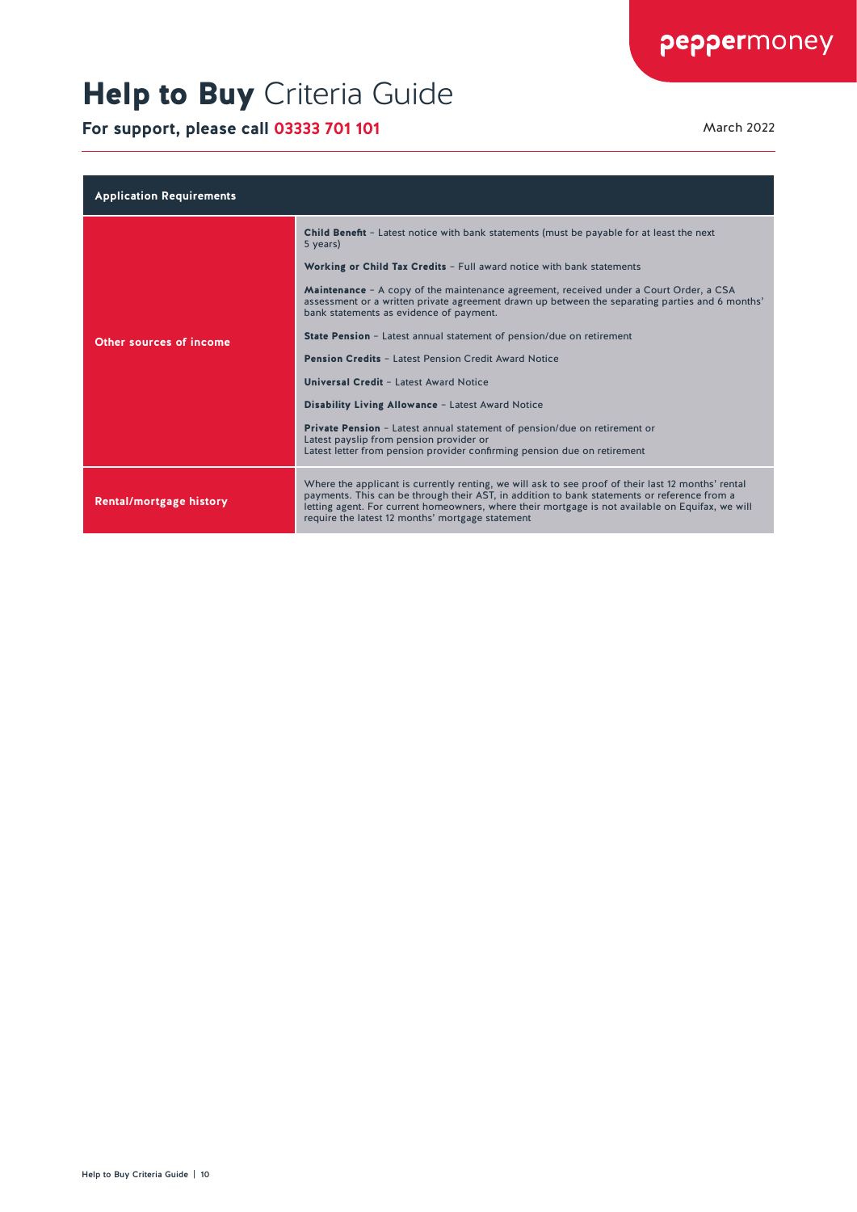# **Help to Buy** Criteria Guide

**For support, please call 03333 701 101**

March 2022

| Application Requirements | |
|---|---|
| Other sources of income | **Child Benefit** – Latest notice with bank statements (must be payable for at least the next 5 years)<br><br>**Working or Child Tax Credits** – Full award notice with bank statements<br><br>**Maintenance** – A copy of the maintenance agreement, received under a Court Order, a CSA assessment or a written private agreement drawn up between the separating parties and 6 months' bank statements as evidence of payment.<br><br>**State Pension** – Latest annual statement of pension/due on retirement<br><br>**Pension Credits** – Latest Pension Credit Award Notice<br><br>**Universal Credit** – Latest Award Notice<br><br>**Disability Living Allowance** – Latest Award Notice<br><br>**Private Pension** – Latest annual statement of pension/due on retirement or<br>Latest payslip from pension provider or<br>Latest letter from pension provider confirming pension due on retirement |
| Rental/mortgage history | Where the applicant is currently renting, we will ask to see proof of their last 12 months' rental payments. This can be through their AST, in addition to bank statements or reference from a letting agent. For current homeowners, where their mortgage is not available on Equifax, we will require the latest 12 months' mortgage statement |